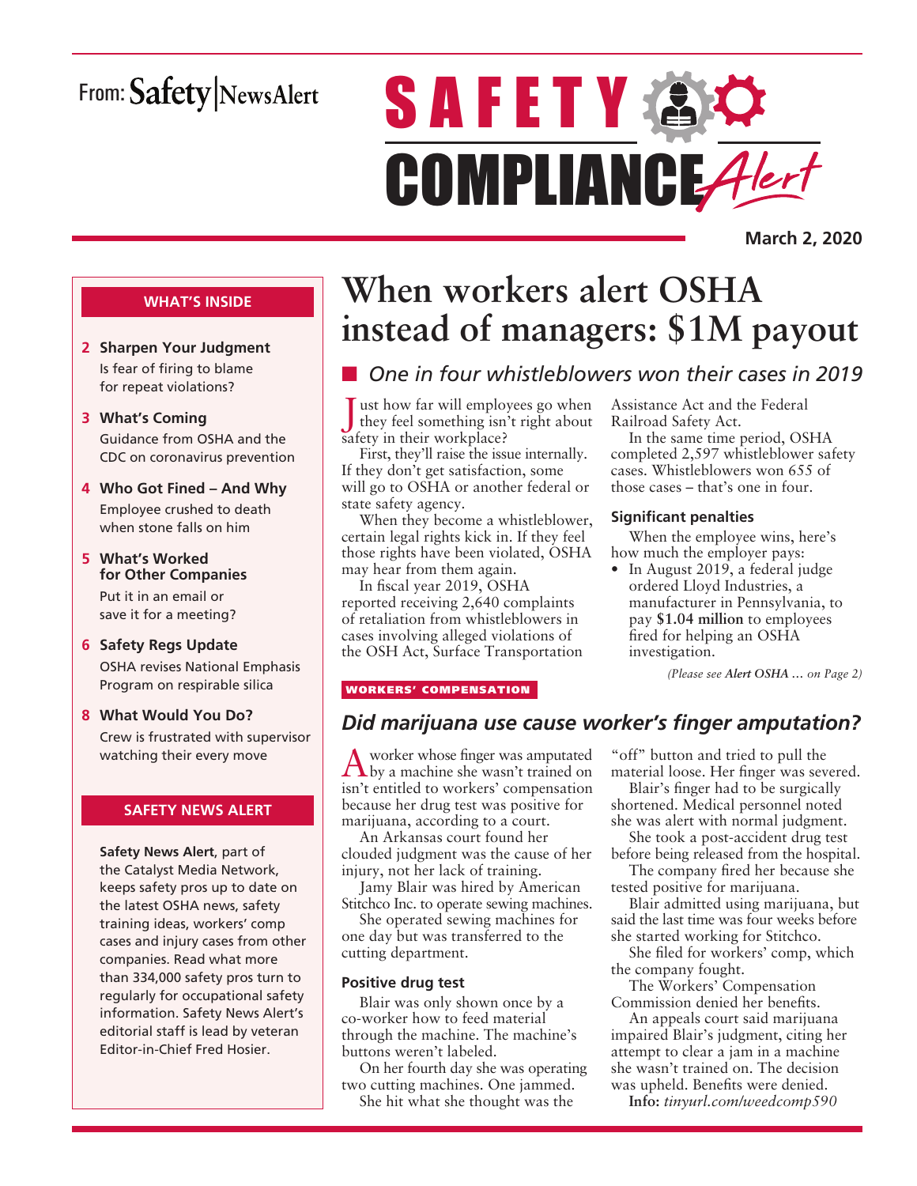From: Safety | NewsAlert

# SAFETY COMPLIANCE Alert

**March 2, 2020**

**WHAT'S INSIDE**

- **2 Sharpen Your Judgment** Is fear of firing to blame for repeat violations?
- **3 What's Coming** Guidance from OSHA and the CDC on coronavirus prevention
- **4 Who Got Fined – And Why** Employee crushed to death when stone falls on him
- **5 What's Worked for Other Companies** Put it in an email or save it for a meeting?
- **6 Safety Regs Update** OSHA revises National Emphasis Program on respirable silica
- **8 What Would You Do?** Crew is frustrated with supervisor watching their every move

**SAFETY NEWS ALERT**

**Safety News Alert**, part of the Catalyst Media Network, keeps safety pros up to date on the latest OSHA news, safety training ideas, workers' comp cases and injury cases from other companies. Read what more than 334,000 safety pros turn to regularly for occupational safety information. Safety News Alert's editorial staff is lead by veteran Editor-in-Chief Fred Hosier.

# When workers alert OSHA instead of managers: $1M payout

## *One in four whistleblowers won their cases in 2019*

Just how far will employees go when they feel something isn't right about safety in their workplace?

First, they'll raise the issue internally. If they don't get satisfaction, some will go to OSHA or another federal or state safety agency.

When they become a whistleblower, certain legal rights kick in. If they feel those rights have been violated, OSHA may hear from them again.

In fiscal year 2019, OSHA reported receiving 2,640 complaints of retaliation from whistleblowers in cases involving alleged violations of the OSH Act, Surface Transportation Assistance Act and the Federal Railroad Safety Act.

In the same time period, OSHA completed 2,597 whistleblower safety cases. Whistleblowers won 655 of those cases – that's one in four.

### Significant penalties

When the employee wins, here's how much the employer pays:

- In August 2019, a federal judge ordered Lloyd Industries, a manufacturer in Pennsylvania, to pay **$1.04 million** to employees fired for helping an OSHA investigation.

*(Please see **Alert OSHA …** on Page 2)*

WORKERS' COMPENSATION

## *Did marijuana use cause worker's finger amputation?*

A worker whose finger was amputated by a machine she wasn't trained on isn't entitled to workers' compensation because her drug test was positive for marijuana, according to a court.

An Arkansas court found her clouded judgment was the cause of her injury, not her lack of training.

Jamy Blair was hired by American Stitchco Inc. to operate sewing machines.

She operated sewing machines for one day but was transferred to the cutting department.

### Positive drug test

Blair was only shown once by a co-worker how to feed material through the machine. The machine's buttons weren't labeled.

On her fourth day she was operating two cutting machines. One jammed.

She hit what she thought was the "off" button and tried to pull the material loose. Her finger was severed.

Blair's finger had to be surgically shortened. Medical personnel noted she was alert with normal judgment.

She took a post-accident drug test before being released from the hospital.

The company fired her because she tested positive for marijuana.

Blair admitted using marijuana, but said the last time was four weeks before she started working for Stitchco.

She filed for workers' comp, which the company fought.

The Workers' Compensation Commission denied her benefits.

An appeals court said marijuana impaired Blair's judgment, citing her attempt to clear a jam in a machine she wasn't trained on. The decision was upheld. Benefits were denied.

**Info:** *tinyurl.com/weedcomp590*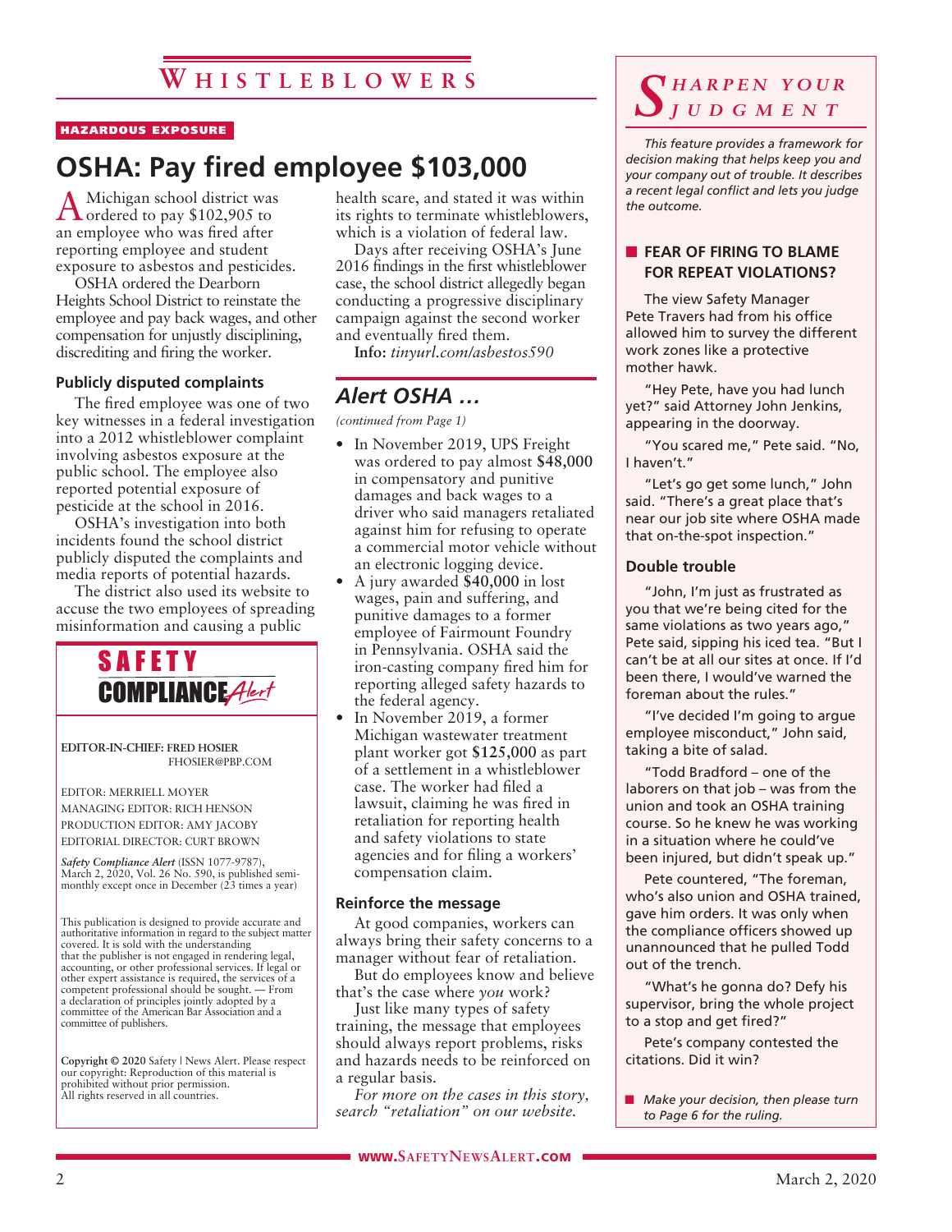## WHISTLEBLOWERS

**HAZARDOUS EXPOSURE**

# OSHA: Pay fired employee $103,000

A Michigan school district was ordered to pay $102,905 to an employee who was fired after reporting employee and student exposure to asbestos and pesticides.

OSHA ordered the Dearborn Heights School District to reinstate the employee and pay back wages, and other compensation for unjustly disciplining, discrediting and firing the worker.

### Publicly disputed complaints

The fired employee was one of two key witnesses in a federal investigation into a 2012 whistleblower complaint involving asbestos exposure at the public school. The employee also reported potential exposure of pesticide at the school in 2016.

OSHA's investigation into both incidents found the school district publicly disputed the complaints and media reports of potential hazards.

The district also used its website to accuse the two employees of spreading misinformation and causing a public health scare, and stated it was within its rights to terminate whistleblowers, which is a violation of federal law.

Days after receiving OSHA's June 2016 findings in the first whistleblower case, the school district allegedly began conducting a progressive disciplinary campaign against the second worker and eventually fired them.

**Info:** *tinyurl.com/asbestos590*

## *Alert OSHA …*

*(continued from Page 1)*

- In November 2019, UPS Freight was ordered to pay almost **$48,000** in compensatory and punitive damages and back wages to a driver who said managers retaliated against him for refusing to operate a commercial motor vehicle without an electronic logging device.
- A jury awarded **$40,000** in lost wages, pain and suffering, and punitive damages to a former employee of Fairmount Foundry in Pennsylvania. OSHA said the iron-casting company fired him for reporting alleged safety hazards to the federal agency.
- In November 2019, a former Michigan wastewater treatment plant worker got **$125,000** as part of a settlement in a whistleblower case. The worker had filed a lawsuit, claiming he was fired in retaliation for reporting health and safety violations to state agencies and for filing a workers' compensation claim.

### Reinforce the message

At good companies, workers can always bring their safety concerns to a manager without fear of retaliation.

But do employees know and believe that's the case where *you* work?

Just like many types of safety training, the message that employees should always report problems, risks and hazards needs to be reinforced on a regular basis.

*For more on the cases in this story, search "retaliation" on our website.*

---

**SAFETY COMPLIANCE Alert**

EDITOR-IN-CHIEF: FRED HOSIER
FHOSIER@PBP.COM

EDITOR: MERRIELL MOYER
MANAGING EDITOR: RICH HENSON
PRODUCTION EDITOR: AMY JACOBY
EDITORIAL DIRECTOR: CURT BROWN

*Safety Compliance Alert* (ISSN 1077-9787), March 2, 2020, Vol. 26 No. 590, is published semi-monthly except once in December (23 times a year)

This publication is designed to provide accurate and authoritative information in regard to the subject matter covered. It is sold with the understanding that the publisher is not engaged in rendering legal, accounting, or other professional services. If legal or other expert assistance is required, the services of a competent professional should be sought. — From a declaration of principles jointly adopted by a committee of the American Bar Association and a committee of publishers.

**Copyright © 2020** Safety | News Alert. Please respect our copyright: Reproduction of this material is prohibited without prior permission. All rights reserved in all countries.

---

## *SHARPEN YOUR JUDGMENT*

*This feature provides a framework for decision making that helps keep you and your company out of trouble. It describes a recent legal conflict and lets you judge the outcome.*

### FEAR OF FIRING TO BLAME FOR REPEAT VIOLATIONS?

The view Safety Manager Pete Travers had from his office allowed him to survey the different work zones like a protective mother hawk.

"Hey Pete, have you had lunch yet?" said Attorney John Jenkins, appearing in the doorway.

"You scared me," Pete said. "No, I haven't."

"Let's go get some lunch," John said. "There's a great place that's near our job site where OSHA made that on-the-spot inspection."

### Double trouble

"John, I'm just as frustrated as you that we're being cited for the same violations as two years ago," Pete said, sipping his iced tea. "But I can't be at all our sites at once. If I'd been there, I would've warned the foreman about the rules."

"I've decided I'm going to argue employee misconduct," John said, taking a bite of salad.

"Todd Bradford – one of the laborers on that job – was from the union and took an OSHA training course. So he knew he was working in a situation where he could've been injured, but didn't speak up."

Pete countered, "The foreman, who's also union and OSHA trained, gave him orders. It was only when the compliance officers showed up unannounced that he pulled Todd out of the trench.

"What's he gonna do? Defy his supervisor, bring the whole project to a stop and get fired?"

Pete's company contested the citations. Did it win?

- *Make your decision, then please turn to Page 6 for the ruling.*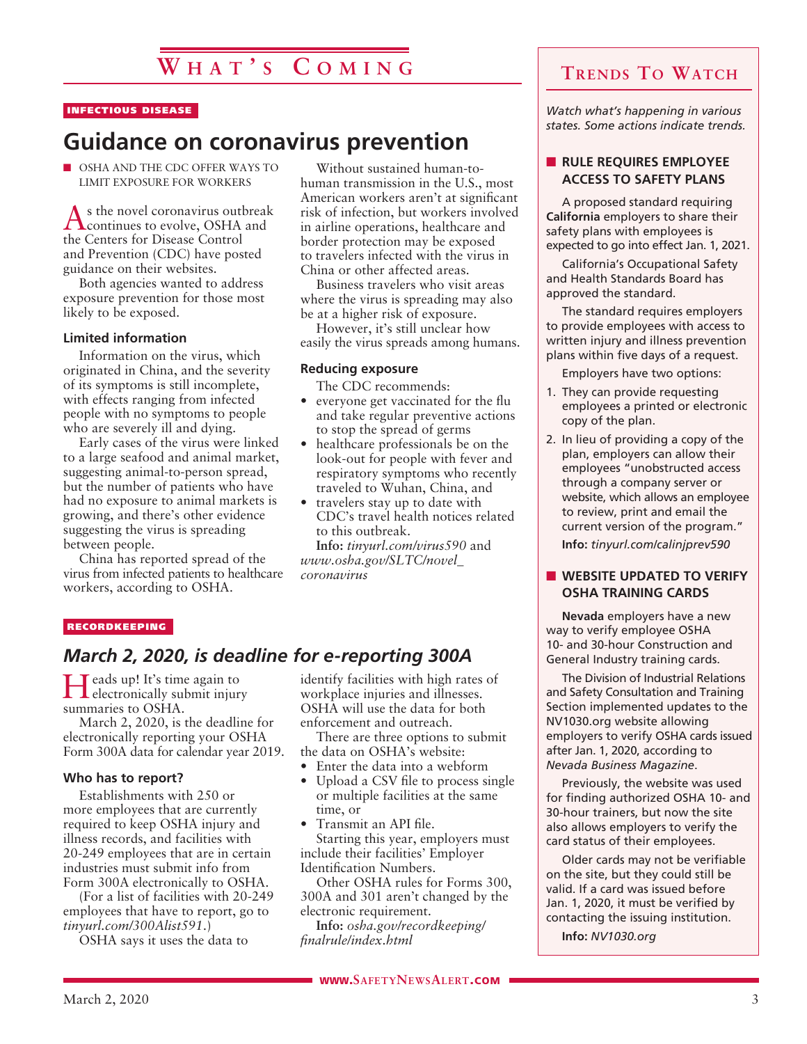# What's Coming

INFECTIOUS DISEASE

## Guidance on coronavirus prevention

■ OSHA AND THE CDC OFFER WAYS TO LIMIT EXPOSURE FOR WORKERS

As the novel coronavirus outbreak continues to evolve, OSHA and the Centers for Disease Control and Prevention (CDC) have posted guidance on their websites.

Both agencies wanted to address exposure prevention for those most likely to be exposed.

### Limited information

Information on the virus, which originated in China, and the severity of its symptoms is still incomplete, with effects ranging from infected people with no symptoms to people who are severely ill and dying.

Early cases of the virus were linked to a large seafood and animal market, suggesting animal-to-person spread, but the number of patients who have had no exposure to animal markets is growing, and there's other evidence suggesting the virus is spreading between people.

China has reported spread of the virus from infected patients to healthcare workers, according to OSHA.

Without sustained human-to-human transmission in the U.S., most American workers aren't at significant risk of infection, but workers involved in airline operations, healthcare and border protection may be exposed to travelers infected with the virus in China or other affected areas.

Business travelers who visit areas where the virus is spreading may also be at a higher risk of exposure.

However, it's still unclear how easily the virus spreads among humans.

### Reducing exposure

The CDC recommends:

- everyone get vaccinated for the flu and take regular preventive actions to stop the spread of germs
- healthcare professionals be on the look-out for people with fever and respiratory symptoms who recently traveled to Wuhan, China, and
- travelers stay up to date with CDC's travel health notices related to this outbreak.

**Info:** *tinyurl.com/virus590* and *www.osha.gov/SLTC/novel_coronavirus*

RECORDKEEPING

## *March 2, 2020, is deadline for e-reporting 300A*

Heads up! It's time again to electronically submit injury summaries to OSHA.

March 2, 2020, is the deadline for electronically reporting your OSHA Form 300A data for calendar year 2019.

### Who has to report?

Establishments with 250 or more employees that are currently required to keep OSHA injury and illness records, and facilities with 20-249 employees that are in certain industries must submit info from Form 300A electronically to OSHA.

(For a list of facilities with 20-249 employees that have to report, go to *tinyurl.com/300Alist591*.)

OSHA says it uses the data to identify facilities with high rates of workplace injuries and illnesses. OSHA will use the data for both enforcement and outreach.

There are three options to submit the data on OSHA's website:

- Enter the data into a webform
- Upload a CSV file to process single or multiple facilities at the same time, or
- Transmit an API file.

Starting this year, employers must include their facilities' Employer Identification Numbers.

Other OSHA rules for Forms 300, 300A and 301 aren't changed by the electronic requirement.

**Info:** *osha.gov/recordkeeping/finalrule/index.html*

## Trends To Watch

*Watch what's happening in various states. Some actions indicate trends.*

### ■ RULE REQUIRES EMPLOYEE ACCESS TO SAFETY PLANS

A proposed standard requiring **California** employers to share their safety plans with employees is expected to go into effect Jan. 1, 2021.

California's Occupational Safety and Health Standards Board has approved the standard.

The standard requires employers to provide employees with access to written injury and illness prevention plans within five days of a request.

Employers have two options:

1. They can provide requesting employees a printed or electronic copy of the plan.
2. In lieu of providing a copy of the plan, employers can allow their employees "unobstructed access through a company server or website, which allows an employee to review, print and email the current version of the program."

**Info:** *tinyurl.com/calinjprev590*

### ■ WEBSITE UPDATED TO VERIFY OSHA TRAINING CARDS

**Nevada** employers have a new way to verify employee OSHA 10- and 30-hour Construction and General Industry training cards.

The Division of Industrial Relations and Safety Consultation and Training Section implemented updates to the NV1030.org website allowing employers to verify OSHA cards issued after Jan. 1, 2020, according to *Nevada Business Magazine*.

Previously, the website was used for finding authorized OSHA 10- and 30-hour trainers, but now the site also allows employers to verify the card status of their employees.

Older cards may not be verifiable on the site, but they could still be valid. If a card was issued before Jan. 1, 2020, it must be verified by contacting the issuing institution.

**Info:** *NV1030.org*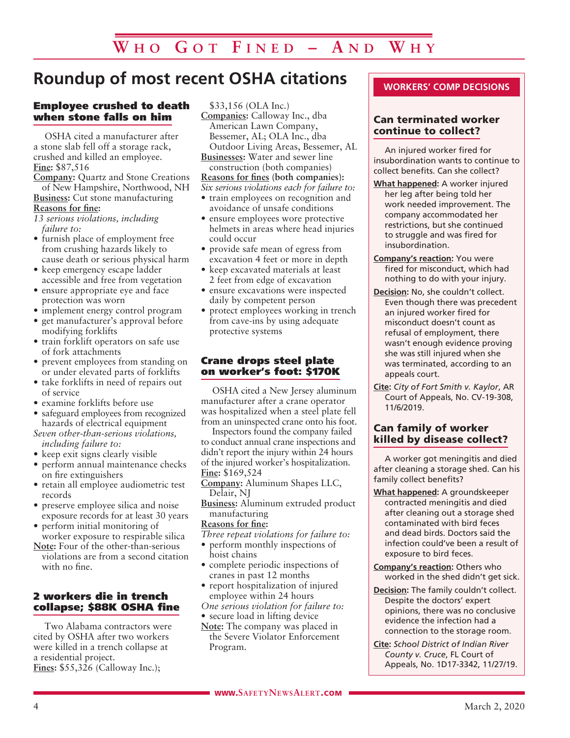# Roundup of most recent OSHA citations

### Employee crushed to death when stone falls on him

OSHA cited a manufacturer after a stone slab fell off a storage rack, crushed and killed an employee.

**Fine:** $87,516

**Company:** Quartz and Stone Creations of New Hampshire, Northwood, NH

**Business:** Cut stone manufacturing

**Reasons for fine:**

*13 serious violations, including failure to:*

- furnish place of employment free from crushing hazards likely to cause death or serious physical harm
- keep emergency escape ladder accessible and free from vegetation
- ensure appropriate eye and face protection was worn
- implement energy control program
- get manufacturer's approval before modifying forklifts
- train forklift operators on safe use of fork attachments
- prevent employees from standing on or under elevated parts of forklifts
- take forklifts in need of repairs out of service
- examine forklifts before use
- safeguard employees from recognized hazards of electrical equipment

*Seven other-than-serious violations, including failure to:*

- keep exit signs clearly visible
- perform annual maintenance checks on fire extinguishers
- retain all employee audiometric test records
- preserve employee silica and noise exposure records for at least 30 years
- perform initial monitoring of worker exposure to respirable silica

**Note:** Four of the other-than-serious violations are from a second citation with no fine.

### 2 workers die in trench collapse; $88K OSHA fine

Two Alabama contractors were cited by OSHA after two workers were killed in a trench collapse at a residential project.

**Fines:** $55,326 (Calloway Inc.); $33,156 (OLA Inc.)

**Companies:** Calloway Inc., dba American Lawn Company, Bessemer, AL; OLA Inc., dba Outdoor Living Areas, Bessemer, AL

**Businesses:** Water and sewer line construction (both companies)

**Reasons for fines (both companies):**

*Six serious violations each for failure to:*

- train employees on recognition and avoidance of unsafe conditions
- ensure employees wore protective helmets in areas where head injuries could occur
- provide safe mean of egress from excavation 4 feet or more in depth
- keep excavated materials at least 2 feet from edge of excavation
- ensure excavations were inspected daily by competent person
- protect employees working in trench from cave-ins by using adequate protective systems

### Crane drops steel plate on worker's foot: $170K

OSHA cited a New Jersey aluminum manufacturer after a crane operator was hospitalized when a steel plate fell from an uninspected crane onto his foot.

Inspectors found the company failed to conduct annual crane inspections and didn't report the injury within 24 hours of the injured worker's hospitalization.

**Fine:** $169,524

**Company:** Aluminum Shapes LLC, Delair, NJ

**Business:** Aluminum extruded product manufacturing

**Reasons for fine:**

*Three repeat violations for failure to:*

- perform monthly inspections of hoist chains
- complete periodic inspections of cranes in past 12 months
- report hospitalization of injured employee within 24 hours

*One serious violation for failure to:*

- secure load in lifting device

**Note:** The company was placed in the Severe Violator Enforcement Program.

## WORKERS' COMP DECISIONS

### Can terminated worker continue to collect?

An injured worker fired for insubordination wants to continue to collect benefits. Can she collect?

**What happened:** A worker injured her leg after being told her work needed improvement. The company accommodated her restrictions, but she continued to struggle and was fired for insubordination.

**Company's reaction:** You were fired for misconduct, which had nothing to do with your injury.

**Decision:** No, she couldn't collect. Even though there was precedent an injured worker fired for misconduct doesn't count as refusal of employment, there wasn't enough evidence proving she was still injured when she was terminated, according to an appeals court.

**Cite:** *City of Fort Smith v. Kaylor*, AR Court of Appeals, No. CV-19-308, 11/6/2019.

### Can family of worker killed by disease collect?

A worker got meningitis and died after cleaning a storage shed. Can his family collect benefits?

**What happened:** A groundskeeper contracted meningitis and died after cleaning out a storage shed contaminated with bird feces and dead birds. Doctors said the infection could've been a result of exposure to bird feces.

**Company's reaction:** Others who worked in the shed didn't get sick.

**Decision:** The family couldn't collect. Despite the doctors' expert opinions, there was no conclusive evidence the infection had a connection to the storage room.

**Cite:** *School District of Indian River County v. Cruce*, FL Court of Appeals, No. 1D17-3342, 11/27/19.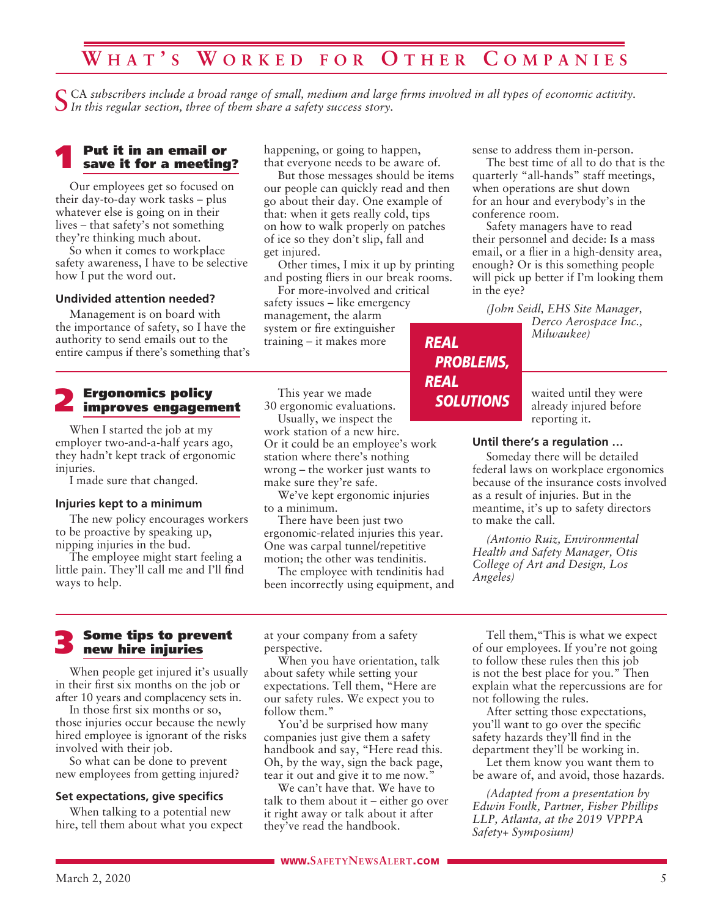# What's Worked for Other Companies

SCA *subscribers include a broad range of small, medium and large firms involved in all types of economic activity. In this regular section, three of them share a safety success story.*

**REAL PROBLEMS, REAL SOLUTIONS**

## 1 Put it in an email or save it for a meeting?

Our employees get so focused on their day-to-day work tasks – plus whatever else is going on in their lives – that safety's not something they're thinking much about.

So when it comes to workplace safety awareness, I have to be selective how I put the word out.

### Undivided attention needed?

Management is on board with the importance of safety, so I have the authority to send emails out to the entire campus if there's something that's happening, or going to happen, that everyone needs to be aware of.

But those messages should be items our people can quickly read and then go about their day. One example of that: when it gets really cold, tips on how to walk properly on patches of ice so they don't slip, fall and get injured.

Other times, I mix it up by printing and posting fliers in our break rooms.

For more-involved and critical safety issues – like emergency management, the alarm system or fire extinguisher training – it makes more sense to address them in-person.

The best time of all to do that is the quarterly "all-hands" staff meetings, when operations are shut down for an hour and everybody's in the conference room.

Safety managers have to read their personnel and decide: Is a mass email, or a flier in a high-density area, enough? Or is this something people will pick up better if I'm looking them in the eye?

*(John Seidl, EHS Site Manager, Derco Aerospace Inc., Milwaukee)*

## 2 Ergonomics policy improves engagement

When I started the job at my employer two-and-a-half years ago, they hadn't kept track of ergonomic injuries.

I made sure that changed.

### Injuries kept to a minimum

The new policy encourages workers to be proactive by speaking up, nipping injuries in the bud.

The employee might start feeling a little pain. They'll call me and I'll find ways to help.

This year we made 30 ergonomic evaluations.

Usually, we inspect the work station of a new hire. Or it could be an employee's work station where there's nothing wrong – the worker just wants to make sure they're safe.

We've kept ergonomic injuries to a minimum.

There have been just two ergonomic-related injuries this year. One was carpal tunnel/repetitive motion; the other was tendinitis.

The employee with tendinitis had been incorrectly using equipment, and waited until they were already injured before reporting it.

### Until there's a regulation …

Someday there will be detailed federal laws on workplace ergonomics because of the insurance costs involved as a result of injuries. But in the meantime, it's up to safety directors to make the call.

*(Antonio Ruiz, Environmental Health and Safety Manager, Otis College of Art and Design, Los Angeles)*

## 3 Some tips to prevent new hire injuries

When people get injured it's usually in their first six months on the job or after 10 years and complacency sets in.

In those first six months or so, those injuries occur because the newly hired employee is ignorant of the risks involved with their job.

So what can be done to prevent new employees from getting injured?

### Set expectations, give specifics

When talking to a potential new hire, tell them about what you expect at your company from a safety perspective.

When you have orientation, talk about safety while setting your expectations. Tell them, "Here are our safety rules. We expect you to follow them."

You'd be surprised how many companies just give them a safety handbook and say, "Here read this. Oh, by the way, sign the back page, tear it out and give it to me now."

We can't have that. We have to talk to them about it – either go over it right away or talk about it after they've read the handbook.

Tell them, "This is what we expect of our employees. If you're not going to follow these rules then this job is not the best place for you." Then explain what the repercussions are for not following the rules.

After setting those expectations, you'll want to go over the specific safety hazards they'll find in the department they'll be working in.

Let them know you want them to be aware of, and avoid, those hazards.

*(Adapted from a presentation by Edwin Foulk, Partner, Fisher Phillips LLP, Atlanta, at the 2019 VPPPA Safety+ Symposium)*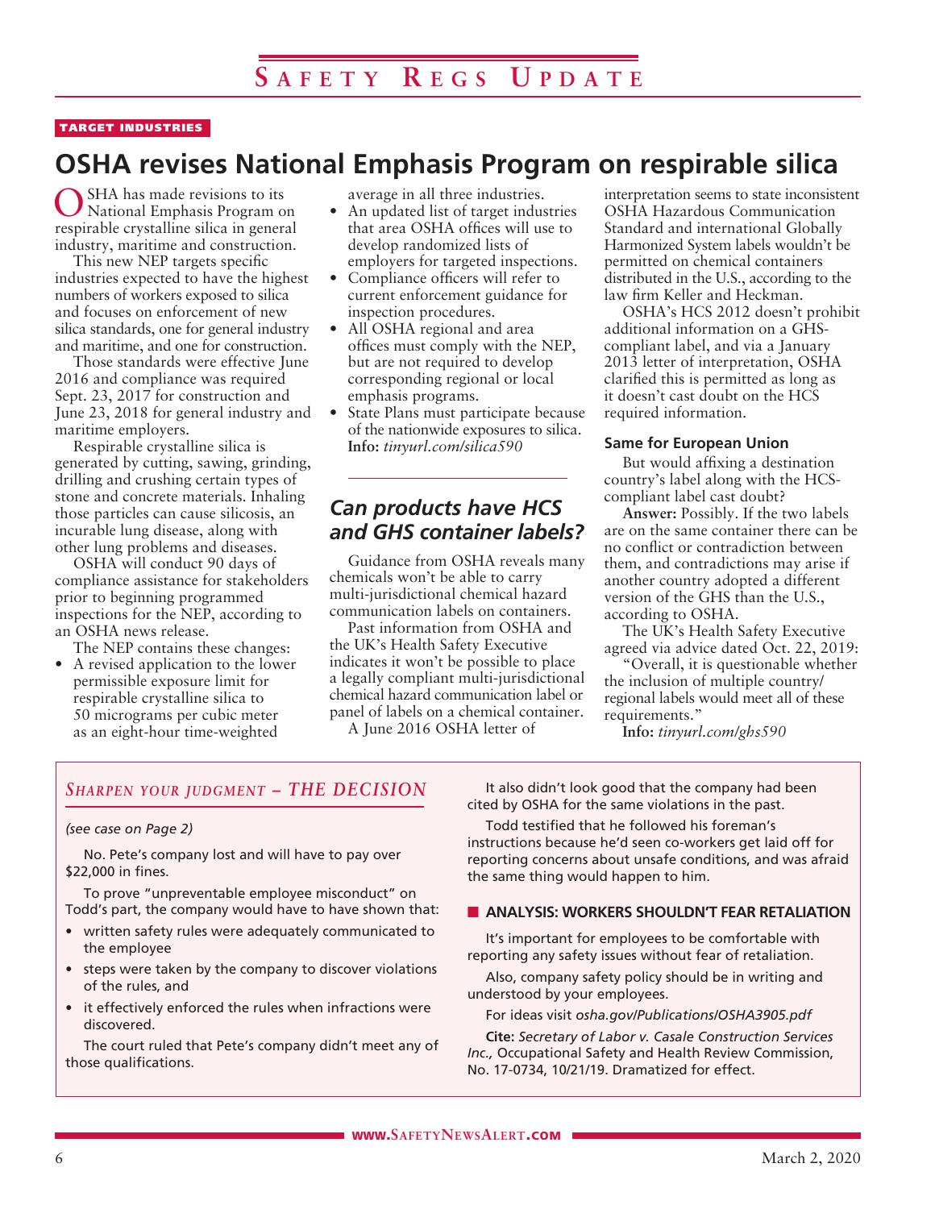TARGET INDUSTRIES

# OSHA revises National Emphasis Program on respirable silica

OSHA has made revisions to its National Emphasis Program on respirable crystalline silica in general industry, maritime and construction.

This new NEP targets specific industries expected to have the highest numbers of workers exposed to silica and focuses on enforcement of new silica standards, one for general industry and maritime, and one for construction.

Those standards were effective June 2016 and compliance was required Sept. 23, 2017 for construction and June 23, 2018 for general industry and maritime employers.

Respirable crystalline silica is generated by cutting, sawing, grinding, drilling and crushing certain types of stone and concrete materials. Inhaling those particles can cause silicosis, an incurable lung disease, along with other lung problems and diseases.

OSHA will conduct 90 days of compliance assistance for stakeholders prior to beginning programmed inspections for the NEP, according to an OSHA news release.

The NEP contains these changes:

- A revised application to the lower permissible exposure limit for respirable crystalline silica to 50 micrograms per cubic meter as an eight-hour time-weighted average in all three industries.
- An updated list of target industries that area OSHA offices will use to develop randomized lists of employers for targeted inspections.
- Compliance officers will refer to current enforcement guidance for inspection procedures.
- All OSHA regional and area offices must comply with the NEP, but are not required to develop corresponding regional or local emphasis programs.
- State Plans must participate because of the nationwide exposures to silica.

**Info:** *tinyurl.com/silica590*

## *Can products have HCS and GHS container labels?*

Guidance from OSHA reveals many chemicals won't be able to carry multi-jurisdictional chemical hazard communication labels on containers.

Past information from OSHA and the UK's Health Safety Executive indicates it won't be possible to place a legally compliant multi-jurisdictional chemical hazard communication label or panel of labels on a chemical container.

A June 2016 OSHA letter of interpretation seems to state inconsistent OSHA Hazardous Communication Standard and international Globally Harmonized System labels wouldn't be permitted on chemical containers distributed in the U.S., according to the law firm Keller and Heckman.

OSHA's HCS 2012 doesn't prohibit additional information on a GHS-compliant label, and via a January 2013 letter of interpretation, OSHA clarified this is permitted as long as it doesn't cast doubt on the HCS required information.

### Same for European Union

But would affixing a destination country's label along with the HCS-compliant label cast doubt?

**Answer:** Possibly. If the two labels are on the same container there can be no conflict or contradiction between them, and contradictions may arise if another country adopted a different version of the GHS than the U.S., according to OSHA.

The UK's Health Safety Executive agreed via advice dated Oct. 22, 2019:

"Overall, it is questionable whether the inclusion of multiple country/regional labels would meet all of these requirements."

**Info:** *tinyurl.com/ghs590*

## *SHARPEN YOUR JUDGMENT – THE DECISION*

*(see case on Page 2)*

No. Pete's company lost and will have to pay over $22,000 in fines.

To prove "unpreventable employee misconduct" on Todd's part, the company would have to have shown that:

- written safety rules were adequately communicated to the employee
- steps were taken by the company to discover violations of the rules, and
- it effectively enforced the rules when infractions were discovered.

The court ruled that Pete's company didn't meet any of those qualifications.

It also didn't look good that the company had been cited by OSHA for the same violations in the past.

Todd testified that he followed his foreman's instructions because he'd seen co-workers get laid off for reporting concerns about unsafe conditions, and was afraid the same thing would happen to him.

### ANALYSIS: WORKERS SHOULDN'T FEAR RETALIATION

It's important for employees to be comfortable with reporting any safety issues without fear of retaliation.

Also, company safety policy should be in writing and understood by your employees.

For ideas visit *osha.gov/Publications/OSHA3905.pdf*

**Cite:** *Secretary of Labor v. Casale Construction Services Inc.,* Occupational Safety and Health Review Commission, No. 17-0734, 10/21/19. Dramatized for effect.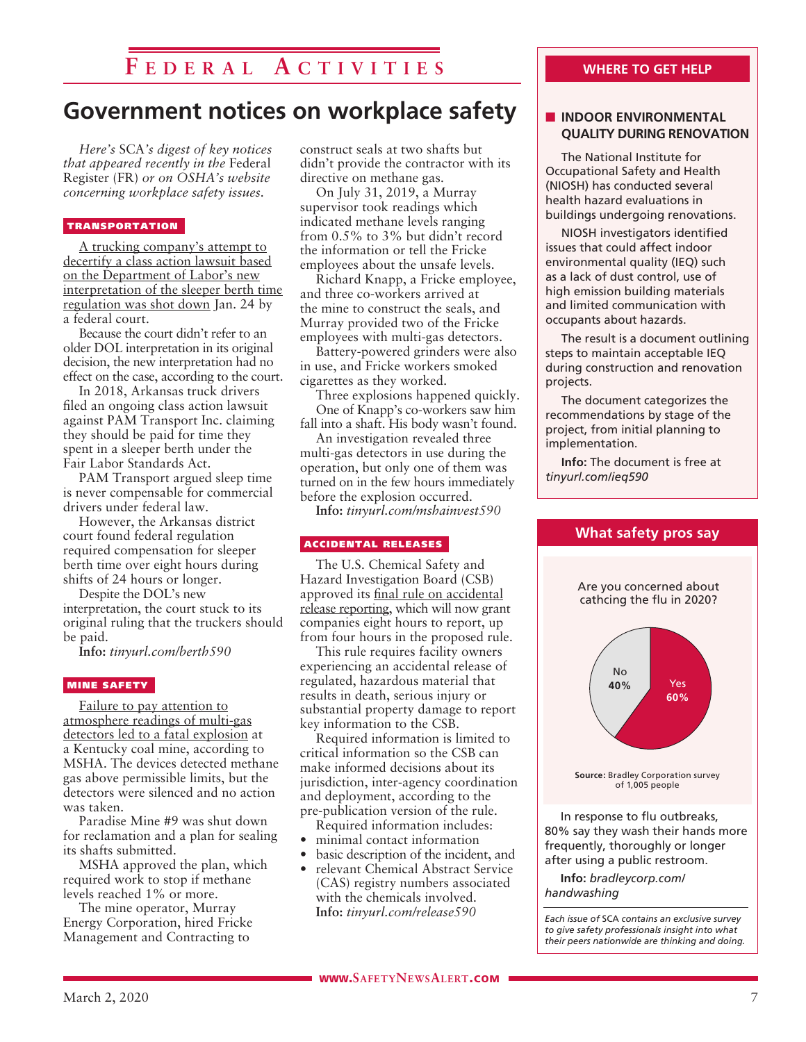# Federal Activities

## Government notices on workplace safety

*Here's* SCA*'s digest of key notices that appeared recently in the* Federal Register (FR) *or on OSHA's website concerning workplace safety issues.*

### TRANSPORTATION

A trucking company's attempt to decertify a class action lawsuit based on the Department of Labor's new interpretation of the sleeper berth time regulation was shot down Jan. 24 by a federal court.

Because the court didn't refer to an older DOL interpretation in its original decision, the new interpretation had no effect on the case, according to the court.

In 2018, Arkansas truck drivers filed an ongoing class action lawsuit against PAM Transport Inc. claiming they should be paid for time they spent in a sleeper berth under the Fair Labor Standards Act.

PAM Transport argued sleep time is never compensable for commercial drivers under federal law.

However, the Arkansas district court found federal regulation required compensation for sleeper berth time over eight hours during shifts of 24 hours or longer.

Despite the DOL's new interpretation, the court stuck to its original ruling that the truckers should be paid.

**Info:** *tinyurl.com/berth590*

### MINE SAFETY

Failure to pay attention to atmosphere readings of multi-gas detectors led to a fatal explosion at a Kentucky coal mine, according to MSHA. The devices detected methane gas above permissible limits, but the detectors were silenced and no action was taken.

Paradise Mine #9 was shut down for reclamation and a plan for sealing its shafts submitted.

MSHA approved the plan, which required work to stop if methane levels reached 1% or more.

The mine operator, Murray Energy Corporation, hired Fricke Management and Contracting to construct seals at two shafts but didn't provide the contractor with its directive on methane gas.

On July 31, 2019, a Murray supervisor took readings which indicated methane levels ranging from 0.5% to 3% but didn't record the information or tell the Fricke employees about the unsafe levels.

Richard Knapp, a Fricke employee, and three co-workers arrived at the mine to construct the seals, and Murray provided two of the Fricke employees with multi-gas detectors.

Battery-powered grinders were also in use, and Fricke workers smoked cigarettes as they worked.

Three explosions happened quickly. One of Knapp's co-workers saw him fall into a shaft. His body wasn't found.

An investigation revealed three multi-gas detectors in use during the operation, but only one of them was turned on in the few hours immediately before the explosion occurred.

**Info:** *tinyurl.com/mshainvest590*

### ACCIDENTAL RELEASES

The U.S. Chemical Safety and Hazard Investigation Board (CSB) approved its final rule on accidental release reporting, which will now grant companies eight hours to report, up from four hours in the proposed rule.

This rule requires facility owners experiencing an accidental release of regulated, hazardous material that results in death, serious injury or substantial property damage to report key information to the CSB.

Required information is limited to critical information so the CSB can make informed decisions about its jurisdiction, inter-agency coordination and deployment, according to the pre-publication version of the rule.

Required information includes:

- minimal contact information
- basic description of the incident, and
- relevant Chemical Abstract Service (CAS) registry numbers associated with the chemicals involved.

**Info:** *tinyurl.com/release590*

---

## WHERE TO GET HELP

### INDOOR ENVIRONMENTAL QUALITY DURING RENOVATION

The National Institute for Occupational Safety and Health (NIOSH) has conducted several health hazard evaluations in buildings undergoing renovations.

NIOSH investigators identified issues that could affect indoor environmental quality (IEQ) such as a lack of dust control, use of high emission building materials and limited communication with occupants about hazards.

The result is a document outlining steps to maintain acceptable IEQ during construction and renovation projects.

The document categorizes the recommendations by stage of the project, from initial planning to implementation.

**Info:** The document is free at *tinyurl.com/ieq590*

---

## What safety pros say

Are you concerned about cathcing the flu in 2020?

No 40%

Yes 60%

**Source:** Bradley Corporation survey of 1,005 people

In response to flu outbreaks, 80% say they wash their hands more frequently, thoroughly or longer after using a public restroom.

**Info:** *bradleycorp.com/handwashing*

*Each issue of* SCA *contains an exclusive survey to give safety professionals insight into what their peers nationwide are thinking and doing.*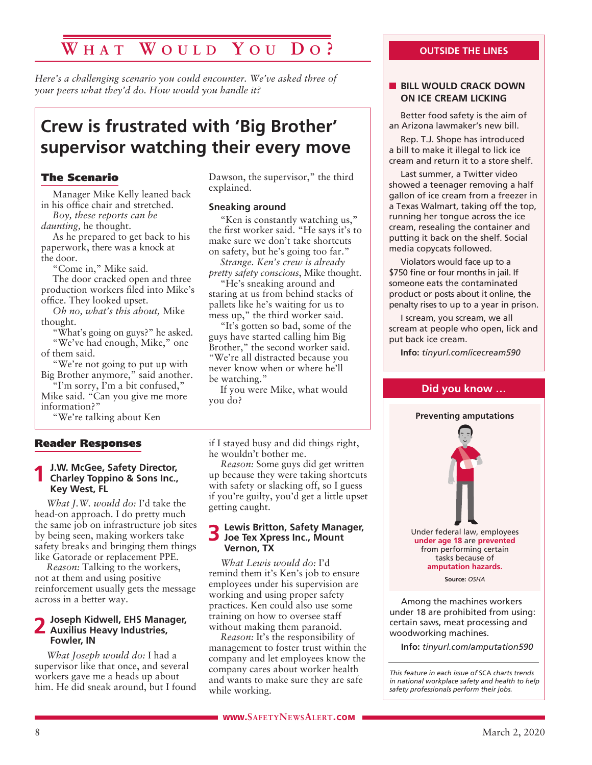# What Would You Do?

*Here's a challenging scenario you could encounter. We've asked three of your peers what they'd do. How would you handle it?*

## Crew is frustrated with 'Big Brother' supervisor watching their every move

### The Scenario

Manager Mike Kelly leaned back in his office chair and stretched.

*Boy, these reports can be daunting,* he thought.

As he prepared to get back to his paperwork, there was a knock at the door.

"Come in," Mike said.

The door cracked open and three production workers filed into Mike's office. They looked upset.

*Oh no, what's this about,* Mike thought.

"What's going on guys?" he asked.

"We've had enough, Mike," one of them said.

"We're not going to put up with Big Brother anymore," said another.

"I'm sorry, I'm a bit confused," Mike said. "Can you give me more information?"

"We're talking about Ken Dawson, the supervisor," the third explained.

#### Sneaking around

"Ken is constantly watching us," the first worker said. "He says it's to make sure we don't take shortcuts on safety, but he's going too far."

*Strange. Ken's crew is already pretty safety conscious*, Mike thought.

"He's sneaking around and staring at us from behind stacks of pallets like he's waiting for us to mess up," the third worker said.

"It's gotten so bad, some of the guys have started calling him Big Brother," the second worker said. "We're all distracted because you never know when or where he'll be watching."

If you were Mike, what would you do?

### Reader Responses

**1 J.W. McGee, Safety Director, Charley Toppino & Sons Inc., Key West, FL**

*What J.W. would do:* I'd take the head-on approach. I do pretty much the same job on infrastructure job sites by being seen, making workers take safety breaks and bringing them things like Gatorade or replacement PPE.

*Reason:* Talking to the workers, not at them and using positive reinforcement usually gets the message across in a better way.

**2 Joseph Kidwell, EHS Manager, Auxilius Heavy Industries, Fowler, IN**

*What Joseph would do:* I had a supervisor like that once, and several workers gave me a heads up about him. He did sneak around, but I found if I stayed busy and did things right, he wouldn't bother me.

*Reason:* Some guys did get written up because they were taking shortcuts with safety or slacking off, so I guess if you're guilty, you'd get a little upset getting caught.

**3 Lewis Britton, Safety Manager, Joe Tex Xpress Inc., Mount Vernon, TX**

*What Lewis would do:* I'd remind them it's Ken's job to ensure employees under his supervision are working and using proper safety practices. Ken could also use some training on how to oversee staff without making them paranoid.

*Reason:* It's the responsibility of management to foster trust within the company and let employees know the company cares about worker health and wants to make sure they are safe while working.

---

## OUTSIDE THE LINES

### BILL WOULD CRACK DOWN ON ICE CREAM LICKING

Better food safety is the aim of an Arizona lawmaker's new bill.

Rep. T.J. Shope has introduced a bill to make it illegal to lick ice cream and return it to a store shelf.

Last summer, a Twitter video showed a teenager removing a half gallon of ice cream from a freezer in a Texas Walmart, taking off the top, running her tongue across the ice cream, resealing the container and putting it back on the shelf. Social media copycats followed.

Violators would face up to a $750 fine or four months in jail. If someone eats the contaminated product or posts about it online, the penalty rises to up to a year in prison.

I scream, you scream, we all scream at people who open, lick and put back ice cream.

**Info:** *tinyurl.com/icecream590*

## Did you know …

**Preventing amputations**

Under federal law, employees **under age 18** are **prevented** from performing certain tasks because of **amputation hazards.**

**Source:** *OSHA*

Among the machines workers under 18 are prohibited from using: certain saws, meat processing and woodworking machines.

**Info:** *tinyurl.com/amputation590*

*This feature in each issue of SCA charts trends in national workplace safety and health to help safety professionals perform their jobs.*